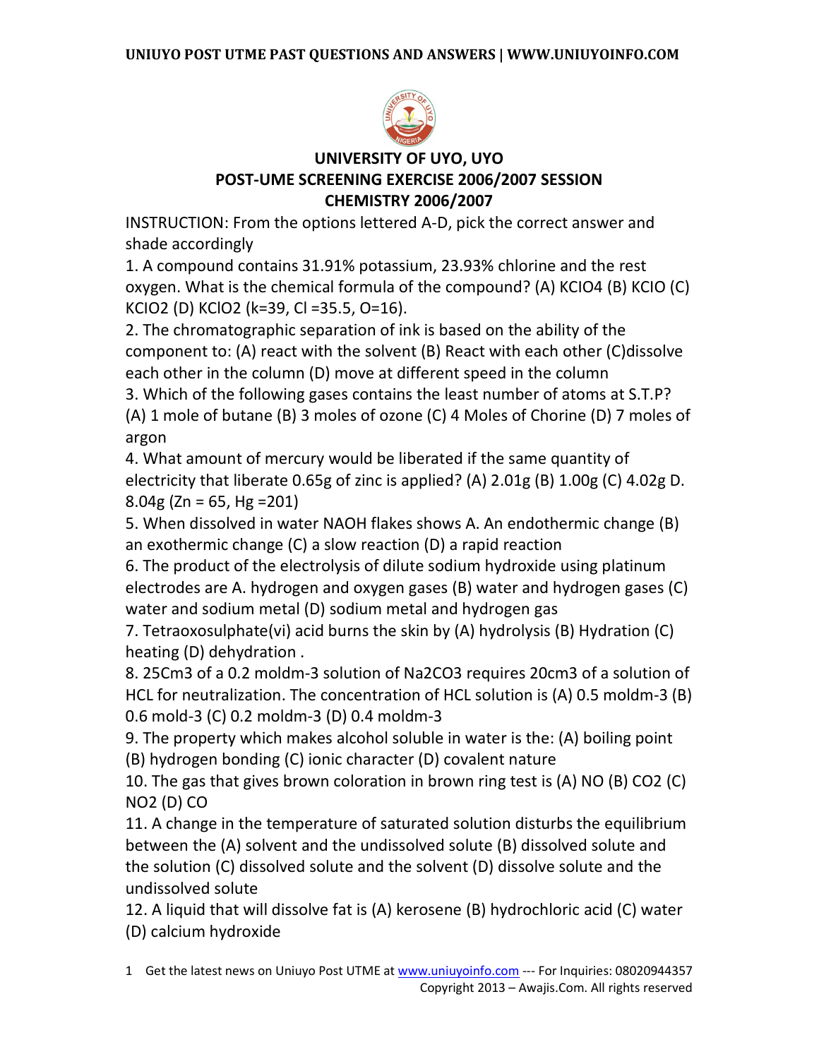## UNIVERSITY OF UYO, UYO
## POST-UME SCREENING EXERCISE 2006/2007 SESSION
## CHEMISTRY 2006/2007

INSTRUCTION: From the options lettered A-D, pick the correct answer and shade accordingly

1. A compound contains 31.91% potassium, 23.93% chlorine and the rest oxygen. What is the chemical formula of the compound? (A) $KClO_4$ (B) KClO (C) $KClO_2$ (D) $KClO_2$ (k=39, Cl =35.5, O=16).

2. The chromatographic separation of ink is based on the ability of the component to: (A) react with the solvent (B) React with each other (C)dissolve each other in the column (D) move at different speed in the column

3. Which of the following gases contains the least number of atoms at S.T.P? (A) 1 mole of butane (B) 3 moles of ozone (C) 4 Moles of Chorine (D) 7 moles of argon

4. What amount of mercury would be liberated if the same quantity of electricity that liberate 0.65g of zinc is applied? (A) 2.01g (B) 1.00g (C) 4.02g D. 8.04g (Zn = 65, Hg =201)

5. When dissolved in water NAOH flakes shows A. An endothermic change (B) an exothermic change (C) a slow reaction (D) a rapid reaction

6. The product of the electrolysis of dilute sodium hydroxide using platinum electrodes are A. hydrogen and oxygen gases (B) water and hydrogen gases (C) water and sodium metal (D) sodium metal and hydrogen gas

7. Tetraoxosulphate(vi) acid burns the skin by (A) hydrolysis (B) Hydration (C) heating (D) dehydration .

8. 25Cm3 of a 0.2 moldm-3 solution of $Na_2CO_3$ requires 20cm3 of a solution of HCL for neutralization. The concentration of HCL solution is (A) 0.5 moldm-3 (B) 0.6 mold-3 (C) 0.2 moldm-3 (D) 0.4 moldm-3

9. The property which makes alcohol soluble in water is the: (A) boiling point (B) hydrogen bonding (C) ionic character (D) covalent nature

10. The gas that gives brown coloration in brown ring test is (A) NO (B) $CO_2$ (C) $NO_2$ (D) CO

11. A change in the temperature of saturated solution disturbs the equilibrium between the (A) solvent and the undissolved solute (B) dissolved solute and the solution (C) dissolved solute and the solvent (D) dissolve solute and the undissolved solute

12. A liquid that will dissolve fat is (A) kerosene (B) hydrochloric acid (C) water (D) calcium hydroxide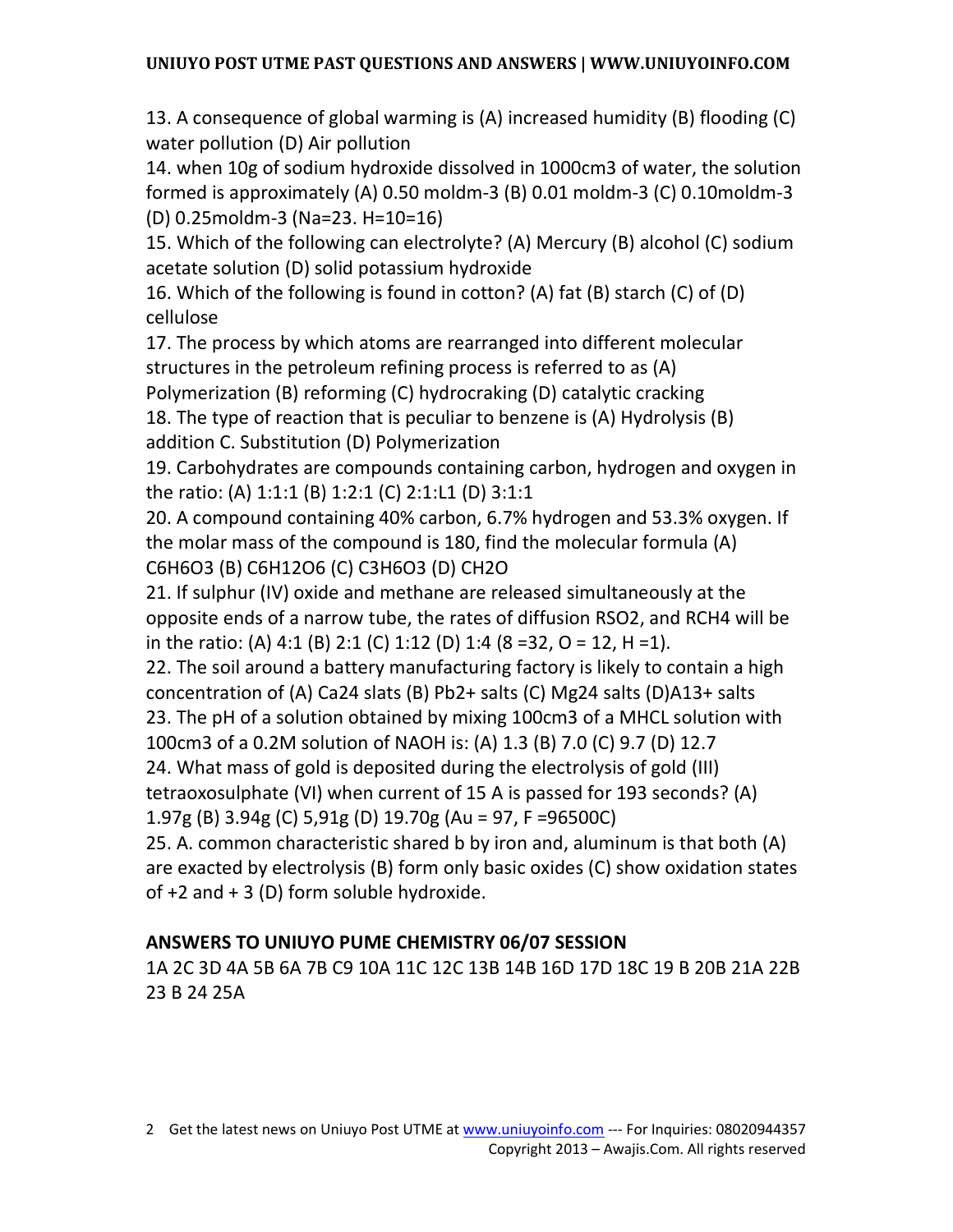13. A consequence of global warming is (A) increased humidity (B) flooding (C) water pollution (D) Air pollution

14. when 10g of sodium hydroxide dissolved in $1000cm^3$ of water, the solution formed is approximately (A) 0.50 $moldm^{-3}$ (B) 0.01 $moldm^{-3}$ (C) 0.10$moldm^{-3}$ (D) 0.25$moldm^{-3}$ (Na=23. H=10=16)

15. Which of the following can electrolyte? (A) Mercury (B) alcohol (C) sodium acetate solution (D) solid potassium hydroxide

16. Which of the following is found in cotton? (A) fat (B) starch (C) of (D) cellulose

17. The process by which atoms are rearranged into different molecular structures in the petroleum refining process is referred to as (A) Polymerization (B) reforming (C) hydrocraking (D) catalytic cracking

18. The type of reaction that is peculiar to benzene is (A) Hydrolysis (B) addition C. Substitution (D) Polymerization

19. Carbohydrates are compounds containing carbon, hydrogen and oxygen in the ratio: (A) 1:1:1 (B) 1:2:1 (C) 2:1:L1 (D) 3:1:1

20. A compound containing 40% carbon, 6.7% hydrogen and 53.3% oxygen. If the molar mass of the compound is 180, find the molecular formula (A) $C_6H_6O_3$ (B) $C_6H_{12}O_6$ (C) $C_3H_6O_3$ (D) $CH_2O$

21. If sulphur (IV) oxide and methane are released simultaneously at the opposite ends of a narrow tube, the rates of diffusion $RSO_2$, and $RCH_4$ will be in the ratio: (A) 4:1 (B) 2:1 (C) 1:12 (D) 1:4 (8 =32, O = 12, H =1).

22. The soil around a battery manufacturing factory is likely to contain a high concentration of (A) Ca24 slats (B) $Pb^{2+}$ salts (C) Mg24 salts (D)A13+ salts

23. The pH of a solution obtained by mixing $100cm^3$ of a MHCL solution with $100cm^3$ of a 0.2M solution of NAOH is: (A) 1.3 (B) 7.0 (C) 9.7 (D) 12.7

24. What mass of gold is deposited during the electrolysis of gold (III) tetraoxosulphate (VI) when current of 15 A is passed for 193 seconds? (A) 1.97g (B) 3.94g (C) 5,91g (D) 19.70g (Au = 97, F =96500C)

25. A. common characteristic shared b by iron and, aluminum is that both (A) are exacted by electrolysis (B) form only basic oxides (C) show oxidation states of +2 and + 3 (D) form soluble hydroxide.

## ANSWERS TO UNIUYO PUME CHEMISTRY 06/07 SESSION

1A 2C 3D 4A 5B 6A 7B C9 10A 11C 12C 13B 14B 16D 17D 18C 19 B 20B 21A 22B 23 B 24 25A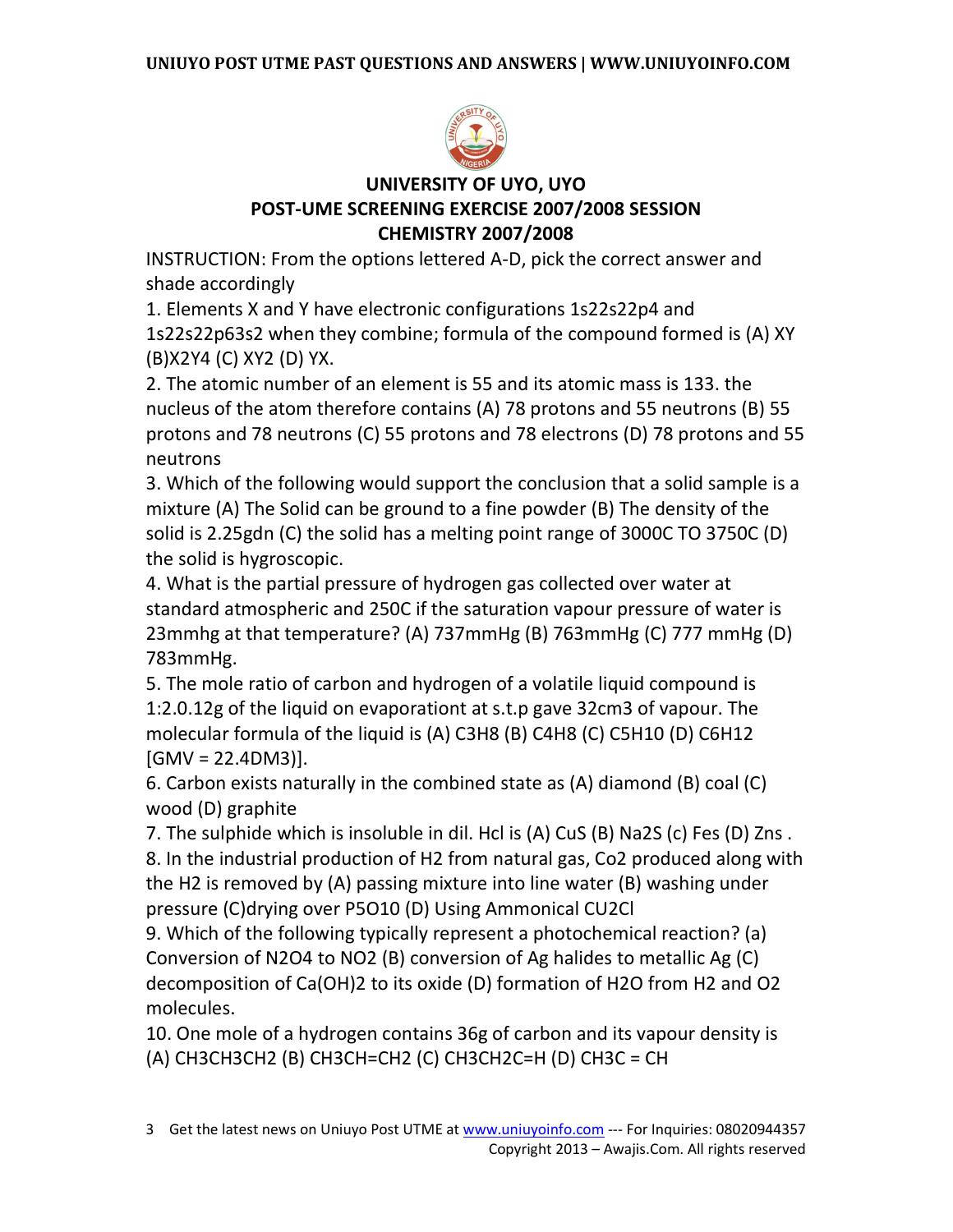## UNIVERSITY OF UYO, UYO
## POST-UME SCREENING EXERCISE 2007/2008 SESSION
## CHEMISTRY 2007/2008

INSTRUCTION: From the options lettered A-D, pick the correct answer and shade accordingly

1. Elements X and Y have electronic configurations $1s^22s^22p^4$ and $1s^22s^22p^63s^2$ when they combine; formula of the compound formed is (A) XY (B)$X_2Y_4$ (C) $XY_2$ (D) YX.

2. The atomic number of an element is 55 and its atomic mass is 133. the nucleus of the atom therefore contains (A) 78 protons and 55 neutrons (B) 55 protons and 78 neutrons (C) 55 protons and 78 electrons (D) 78 protons and 55 neutrons

3. Which of the following would support the conclusion that a solid sample is a mixture (A) The Solid can be ground to a fine powder (B) The density of the solid is 2.25gdn (C) the solid has a melting point range of 3000C TO 3750C (D) the solid is hygroscopic.

4. What is the partial pressure of hydrogen gas collected over water at standard atmospheric and 250C if the saturation vapour pressure of water is 23mmhg at that temperature? (A) 737mmHg (B) 763mmHg (C) 777 mmHg (D) 783mmHg.

5. The mole ratio of carbon and hydrogen of a volatile liquid compound is 1:2.0.12g of the liquid on evaporationt at s.t.p gave $32cm^3$ of vapour. The molecular formula of the liquid is (A) $C_3H_8$ (B) $C_4H_8$ (C) $C_5H_{10}$ (D) $C_6H_{12}$ [GMV = $22.4DM^3$)].

6. Carbon exists naturally in the combined state as (A) diamond (B) coal (C) wood (D) graphite

7. The sulphide which is insoluble in dil. Hcl is (A) CuS (B) $Na_2S$ (c) Fes (D) Zns .

8. In the industrial production of $H_2$ from natural gas, $Co_2$ produced along with the $H_2$ is removed by (A) passing mixture into line water (B) washing under pressure (C)drying over $P_5O_{10}$ (D) Using Ammonical $CU_2Cl$

9. Which of the following typically represent a photochemical reaction? (a) Conversion of $N_2O_4$ to $NO_2$ (B) conversion of Ag halides to metallic Ag (C) decomposition of $Ca(OH)_2$ to its oxide (D) formation of $H_2O$ from $H_2$ and $O_2$ molecules.

10. One mole of a hydrogen contains 36g of carbon and its vapour density is (A) $CH_3CH_3CH_2$ (B) $CH_3CH{=}CH_2$ (C) $CH_3CH_2C{=}H$ (D) $CH_3C = CH$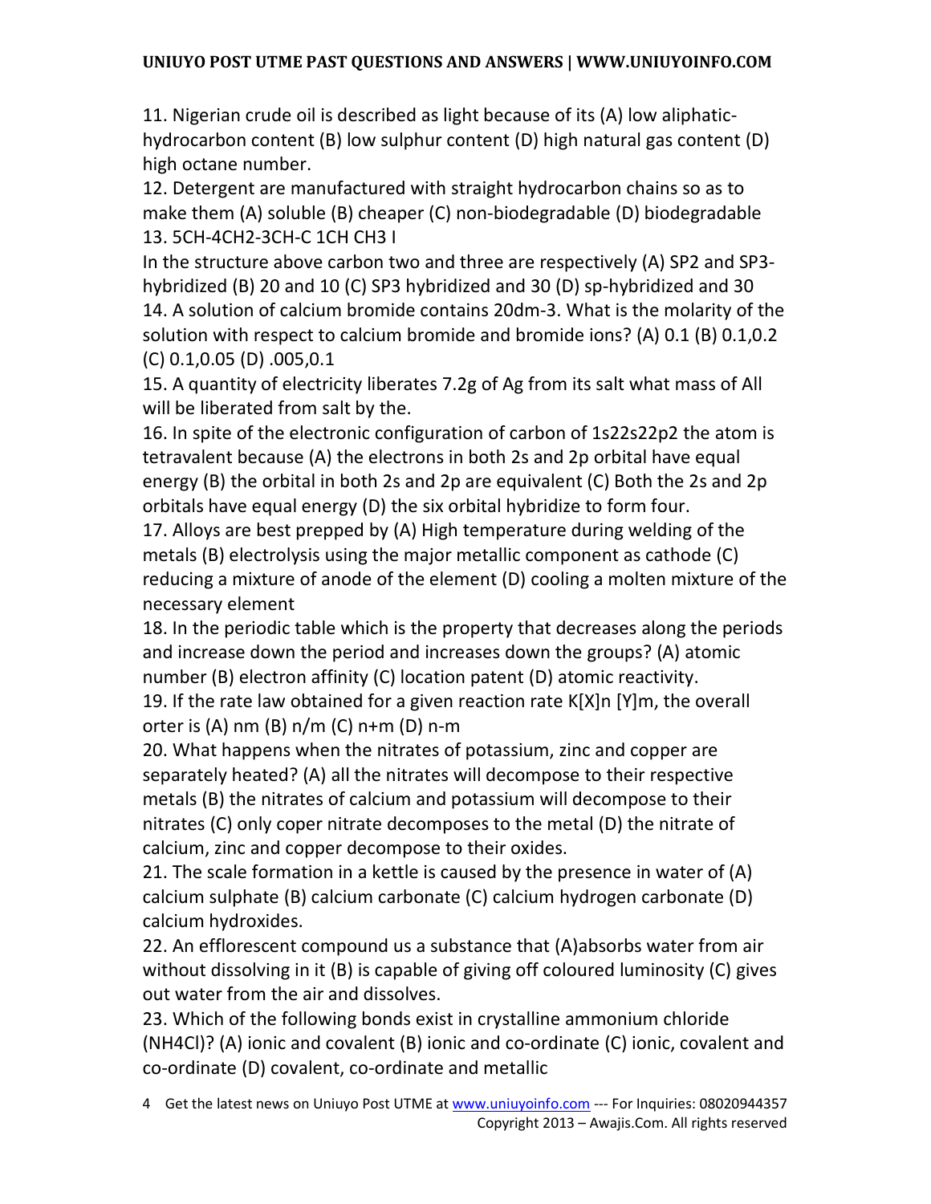11. Nigerian crude oil is described as light because of its (A) low aliphatic-hydrocarbon content (B) low sulphur content (D) high natural gas content (D) high octane number.

12. Detergent are manufactured with straight hydrocarbon chains so as to make them (A) soluble (B) cheaper (C) non-biodegradable (D) biodegradable

13. 5CH-4CH2-3CH-C 1CH CH3 I

In the structure above carbon two and three are respectively (A) SP2 and SP3-hybridized (B) 20 and 10 (C) SP3 hybridized and 30 (D) sp-hybridized and 30

14. A solution of calcium bromide contains 20dm-3. What is the molarity of the solution with respect to calcium bromide and bromide ions? (A) 0.1 (B) 0.1,0.2 (C) 0.1,0.05 (D) .005,0.1

15. A quantity of electricity liberates 7.2g of Ag from its salt what mass of All will be liberated from salt by the.

16. In spite of the electronic configuration of carbon of 1s22s22p2 the atom is tetravalent because (A) the electrons in both 2s and 2p orbital have equal energy (B) the orbital in both 2s and 2p are equivalent (C) Both the 2s and 2p orbitals have equal energy (D) the six orbital hybridize to form four.

17. Alloys are best prepped by (A) High temperature during welding of the metals (B) electrolysis using the major metallic component as cathode (C) reducing a mixture of anode of the element (D) cooling a molten mixture of the necessary element

18. In the periodic table which is the property that decreases along the periods and increase down the period and increases down the groups? (A) atomic number (B) electron affinity (C) location patent (D) atomic reactivity.

19. If the rate law obtained for a given reaction rate K[X]n [Y]m, the overall orter is (A) nm (B) n/m (C) n+m (D) n-m

20. What happens when the nitrates of potassium, zinc and copper are separately heated? (A) all the nitrates will decompose to their respective metals (B) the nitrates of calcium and potassium will decompose to their nitrates (C) only coper nitrate decomposes to the metal (D) the nitrate of calcium, zinc and copper decompose to their oxides.

21. The scale formation in a kettle is caused by the presence in water of (A) calcium sulphate (B) calcium carbonate (C) calcium hydrogen carbonate (D) calcium hydroxides.

22. An efflorescent compound us a substance that (A)absorbs water from air without dissolving in it (B) is capable of giving off coloured luminosity (C) gives out water from the air and dissolves.

23. Which of the following bonds exist in crystalline ammonium chloride ($NH_4Cl$)? (A) ionic and covalent (B) ionic and co-ordinate (C) ionic, covalent and co-ordinate (D) covalent, co-ordinate and metallic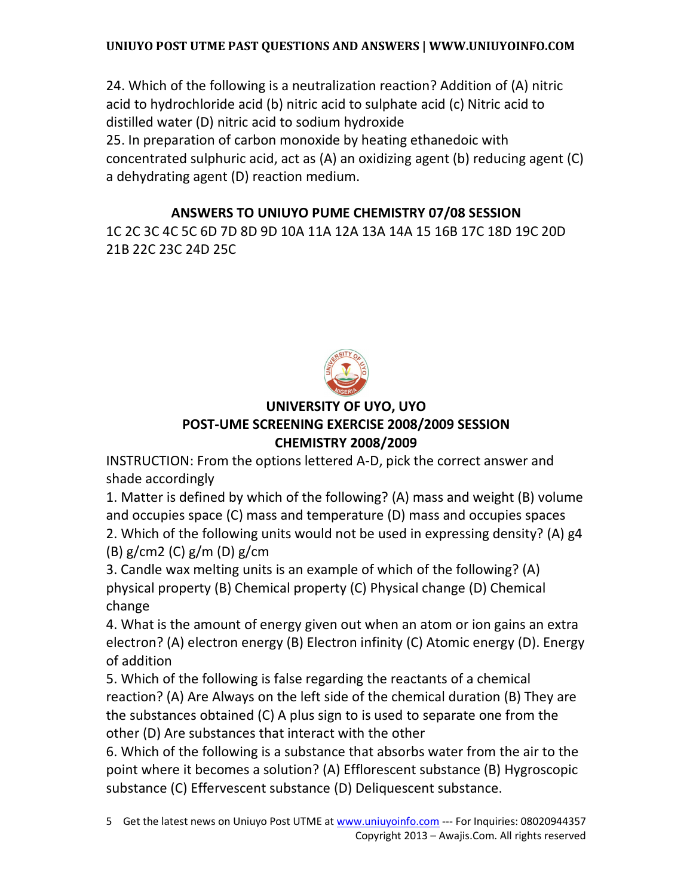24. Which of the following is a neutralization reaction? Addition of (A) nitric acid to hydrochloride acid (b) nitric acid to sulphate acid (c) Nitric acid to distilled water (D) nitric acid to sodium hydroxide

25. In preparation of carbon monoxide by heating ethanedoic with concentrated sulphuric acid, act as (A) an oxidizing agent (b) reducing agent (C) a dehydrating agent (D) reaction medium.

### ANSWERS TO UNIUYO PUME CHEMISTRY 07/08 SESSION

1C 2C 3C 4C 5C 6D 7D 8D 9D 10A 11A 12A 13A 14A 15 16B 17C 18D 19C 20D 21B 22C 23C 24D 25C

## UNIVERSITY OF UYO, UYO
## POST-UME SCREENING EXERCISE 2008/2009 SESSION
## CHEMISTRY 2008/2009

INSTRUCTION: From the options lettered A-D, pick the correct answer and shade accordingly

1. Matter is defined by which of the following? (A) mass and weight (B) volume and occupies space (C) mass and temperature (D) mass and occupies spaces

2. Which of the following units would not be used in expressing density? (A) g4 (B) g/cm2 (C) g/m (D) g/cm

3. Candle wax melting units is an example of which of the following? (A) physical property (B) Chemical property (C) Physical change (D) Chemical change

4. What is the amount of energy given out when an atom or ion gains an extra electron? (A) electron energy (B) Electron infinity (C) Atomic energy (D). Energy of addition

5. Which of the following is false regarding the reactants of a chemical reaction? (A) Are Always on the left side of the chemical duration (B) They are the substances obtained (C) A plus sign to is used to separate one from the other (D) Are substances that interact with the other

6. Which of the following is a substance that absorbs water from the air to the point where it becomes a solution? (A) Efflorescent substance (B) Hygroscopic substance (C) Effervescent substance (D) Deliquescent substance.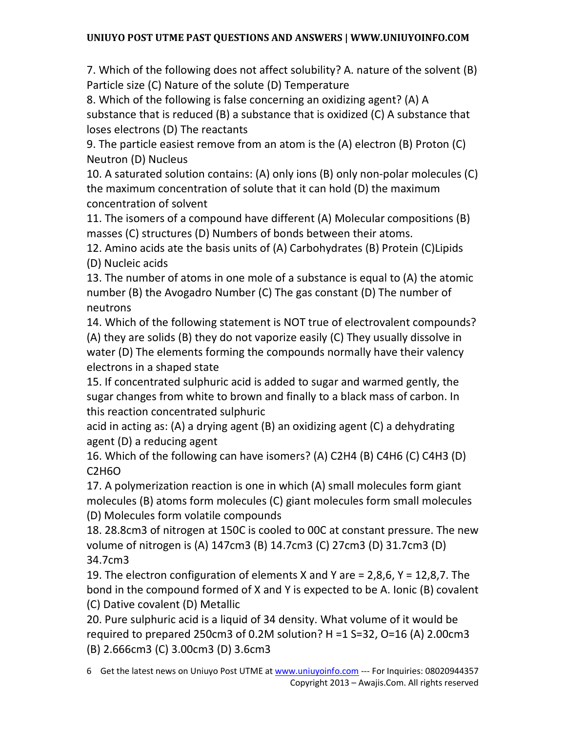7. Which of the following does not affect solubility? A. nature of the solvent (B) Particle size (C) Nature of the solute (D) Temperature

8. Which of the following is false concerning an oxidizing agent? (A) A substance that is reduced (B) a substance that is oxidized (C) A substance that loses electrons (D) The reactants

9. The particle easiest remove from an atom is the (A) electron (B) Proton (C) Neutron (D) Nucleus

10. A saturated solution contains: (A) only ions (B) only non-polar molecules (C) the maximum concentration of solute that it can hold (D) the maximum concentration of solvent

11. The isomers of a compound have different (A) Molecular compositions (B) masses (C) structures (D) Numbers of bonds between their atoms.

12. Amino acids ate the basis units of (A) Carbohydrates (B) Protein (C)Lipids (D) Nucleic acids

13. The number of atoms in one mole of a substance is equal to (A) the atomic number (B) the Avogadro Number (C) The gas constant (D) The number of neutrons

14. Which of the following statement is NOT true of electrovalent compounds? (A) they are solids (B) they do not vaporize easily (C) They usually dissolve in water (D) The elements forming the compounds normally have their valency electrons in a shaped state

15. If concentrated sulphuric acid is added to sugar and warmed gently, the sugar changes from white to brown and finally to a black mass of carbon. In this reaction concentrated sulphuric
acid in acting as: (A) a drying agent (B) an oxidizing agent (C) a dehydrating agent (D) a reducing agent

16. Which of the following can have isomers? (A) $C_2H_4$ (B) $C_4H_6$ (C) $C_4H_3$ (D) $C_2H_6O$

17. A polymerization reaction is one in which (A) small molecules form giant molecules (B) atoms form molecules (C) giant molecules form small molecules (D) Molecules form volatile compounds

18. 28.8cm3 of nitrogen at 150C is cooled to 00C at constant pressure. The new volume of nitrogen is (A) 147cm3 (B) 14.7cm3 (C) 27cm3 (D) 31.7cm3 (D) 34.7cm3

19. The electron configuration of elements X and Y are = 2,8,6, Y = 12,8,7. The bond in the compound formed of X and Y is expected to be A. Ionic (B) covalent (C) Dative covalent (D) Metallic

20. Pure sulphuric acid is a liquid of 34 density. What volume of it would be required to prepared 250cm3 of 0.2M solution? H =1 S=32, O=16 (A) 2.00cm3 (B) 2.666cm3 (C) 3.00cm3 (D) 3.6cm3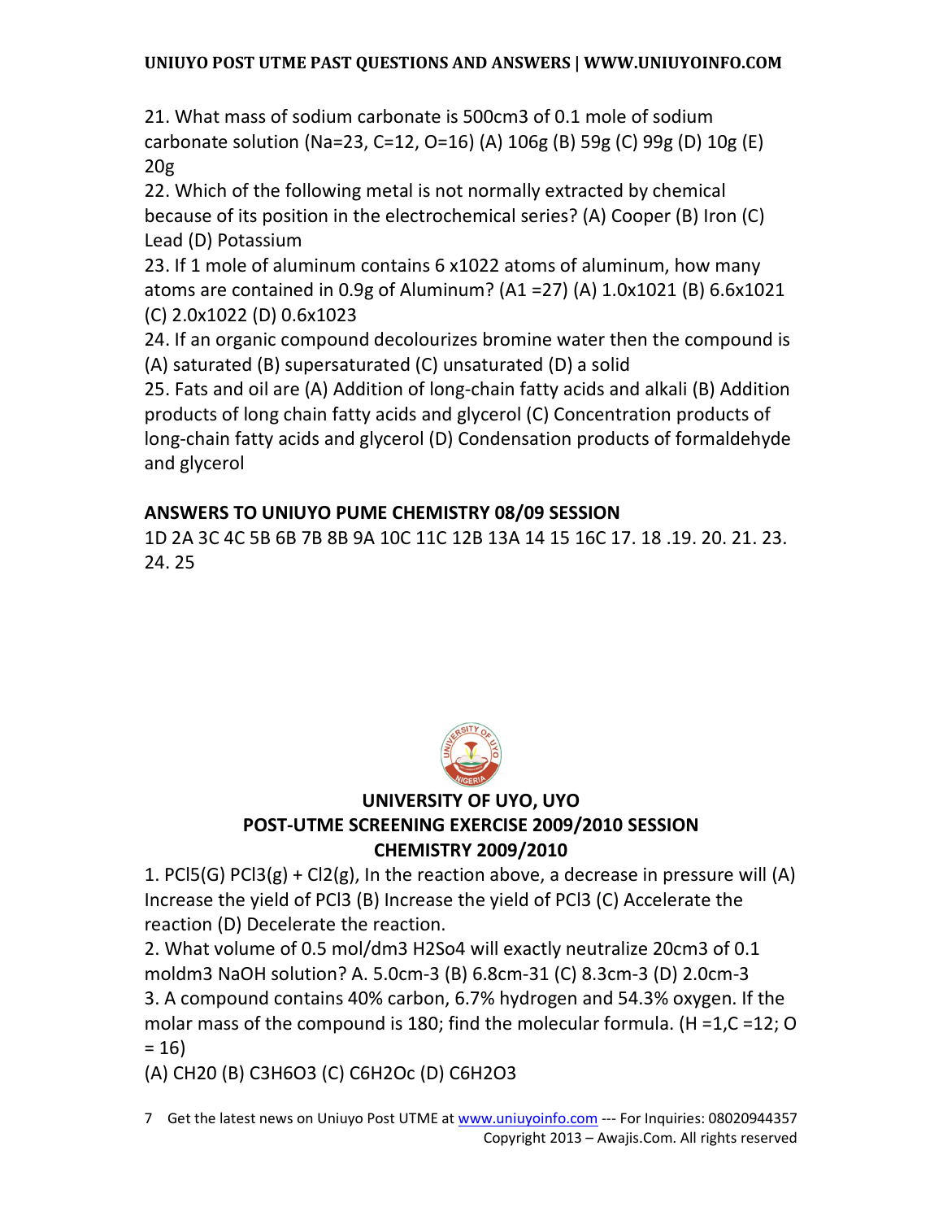21. What mass of sodium carbonate is 500cm3 of 0.1 mole of sodium carbonate solution (Na=23, C=12, O=16) (A) 106g (B) 59g (C) 99g (D) 10g (E) 20g

22. Which of the following metal is not normally extracted by chemical because of its position in the electrochemical series? (A) Cooper (B) Iron (C) Lead (D) Potassium

23. If 1 mole of aluminum contains 6 x1022 atoms of aluminum, how many atoms are contained in 0.9g of Aluminum? (A1 =27) (A) 1.0x1021 (B) 6.6x1021 (C) 2.0x1022 (D) 0.6x1023

24. If an organic compound decolourizes bromine water then the compound is (A) saturated (B) supersaturated (C) unsaturated (D) a solid

25. Fats and oil are (A) Addition of long-chain fatty acids and alkali (B) Addition products of long chain fatty acids and glycerol (C) Concentration products of long-chain fatty acids and glycerol (D) Condensation products of formaldehyde and glycerol

**ANSWERS TO UNIUYO PUME CHEMISTRY 08/09 SESSION**

1D 2A 3C 4C 5B 6B 7B 8B 9A 10C 11C 12B 13A 14 15 16C 17. 18 .19. 20. 21. 23. 24. 25

## UNIVERSITY OF UYO, UYO
## POST-UTME SCREENING EXERCISE 2009/2010 SESSION
## CHEMISTRY 2009/2010

1. PCl5(G) PCl3(g) + Cl2(g), In the reaction above, a decrease in pressure will (A) Increase the yield of PCl3 (B) Increase the yield of PCl3 (C) Accelerate the reaction (D) Decelerate the reaction.

2. What volume of 0.5 mol/dm3 H2So4 will exactly neutralize 20cm3 of 0.1 moldm3 NaOH solution? A. 5.0cm-3 (B) 6.8cm-31 (C) 8.3cm-3 (D) 2.0cm-3

3. A compound contains 40% carbon, 6.7% hydrogen and 54.3% oxygen. If the molar mass of the compound is 180; find the molecular formula. (H =1,C =12; O = 16)

(A) CH20 (B) C3H6O3 (C) C6H2Oc (D) C6H2O3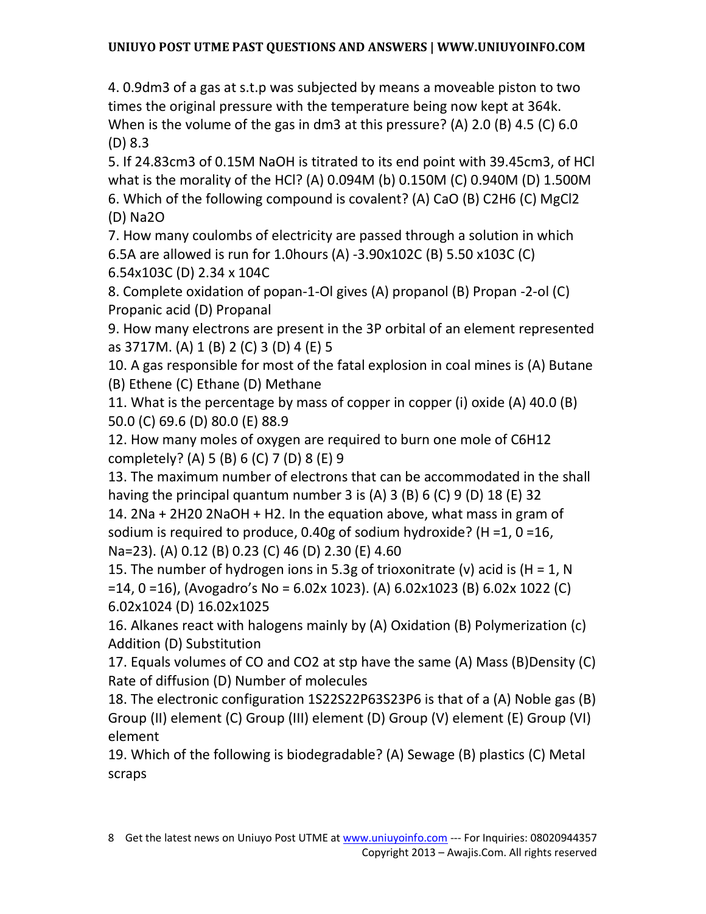4. 0.9dm3 of a gas at s.t.p was subjected by means a moveable piston to two times the original pressure with the temperature being now kept at 364k. When is the volume of the gas in dm3 at this pressure? (A) 2.0 (B) 4.5 (C) 6.0 (D) 8.3

5. If 24.83cm3 of 0.15M NaOH is titrated to its end point with 39.45cm3, of HCl what is the morality of the HCl? (A) 0.094M (b) 0.150M (C) 0.940M (D) 1.500M

6. Which of the following compound is covalent? (A) CaO (B) $C_2H_6$ (C) $MgCl_2$ (D) $Na_2O$

7. How many coulombs of electricity are passed through a solution in which 6.5A are allowed is run for 1.0hours (A) $-3.90 \times 10^2$C (B) $5.50 \times 10^3$C (C) $6.54 \times 10^3$C (D) $2.34 \times 10^4$C

8. Complete oxidation of popan-1-Ol gives (A) propanol (B) Propan -2-ol (C) Propanic acid (D) Propanal

9. How many electrons are present in the 3P orbital of an element represented as 3717M. (A) 1 (B) 2 (C) 3 (D) 4 (E) 5

10. A gas responsible for most of the fatal explosion in coal mines is (A) Butane (B) Ethene (C) Ethane (D) Methane

11. What is the percentage by mass of copper in copper (i) oxide (A) 40.0 (B) 50.0 (C) 69.6 (D) 80.0 (E) 88.9

12. How many moles of oxygen are required to burn one mole of $C_6H_{12}$ completely? (A) 5 (B) 6 (C) 7 (D) 8 (E) 9

13. The maximum number of electrons that can be accommodated in the shall having the principal quantum number 3 is (A) 3 (B) 6 (C) 9 (D) 18 (E) 32

14. 2Na + 2H20 2NaOH + H2. In the equation above, what mass in gram of sodium is required to produce, 0.40g of sodium hydroxide? (H =1, 0 =16, Na=23). (A) 0.12 (B) 0.23 (C) 46 (D) 2.30 (E) 4.60

15. The number of hydrogen ions in 5.3g of trioxonitrate (v) acid is (H = 1, N =14, 0 =16), (Avogadro's No = $6.02 \times 10^{23}$). (A) $6.02 \times 10^{23}$ (B) $6.02 \times 10^{22}$ (C) $6.02 \times 10^{24}$ (D) $16.02 \times 10^{25}$

16. Alkanes react with halogens mainly by (A) Oxidation (B) Polymerization (c) Addition (D) Substitution

17. Equals volumes of CO and $CO_2$ at stp have the same (A) Mass (B)Density (C) Rate of diffusion (D) Number of molecules

18. The electronic configuration $1S^22S^22P^63S^23P^6$ is that of a (A) Noble gas (B) Group (II) element (C) Group (III) element (D) Group (V) element (E) Group (VI) element

19. Which of the following is biodegradable? (A) Sewage (B) plastics (C) Metal scraps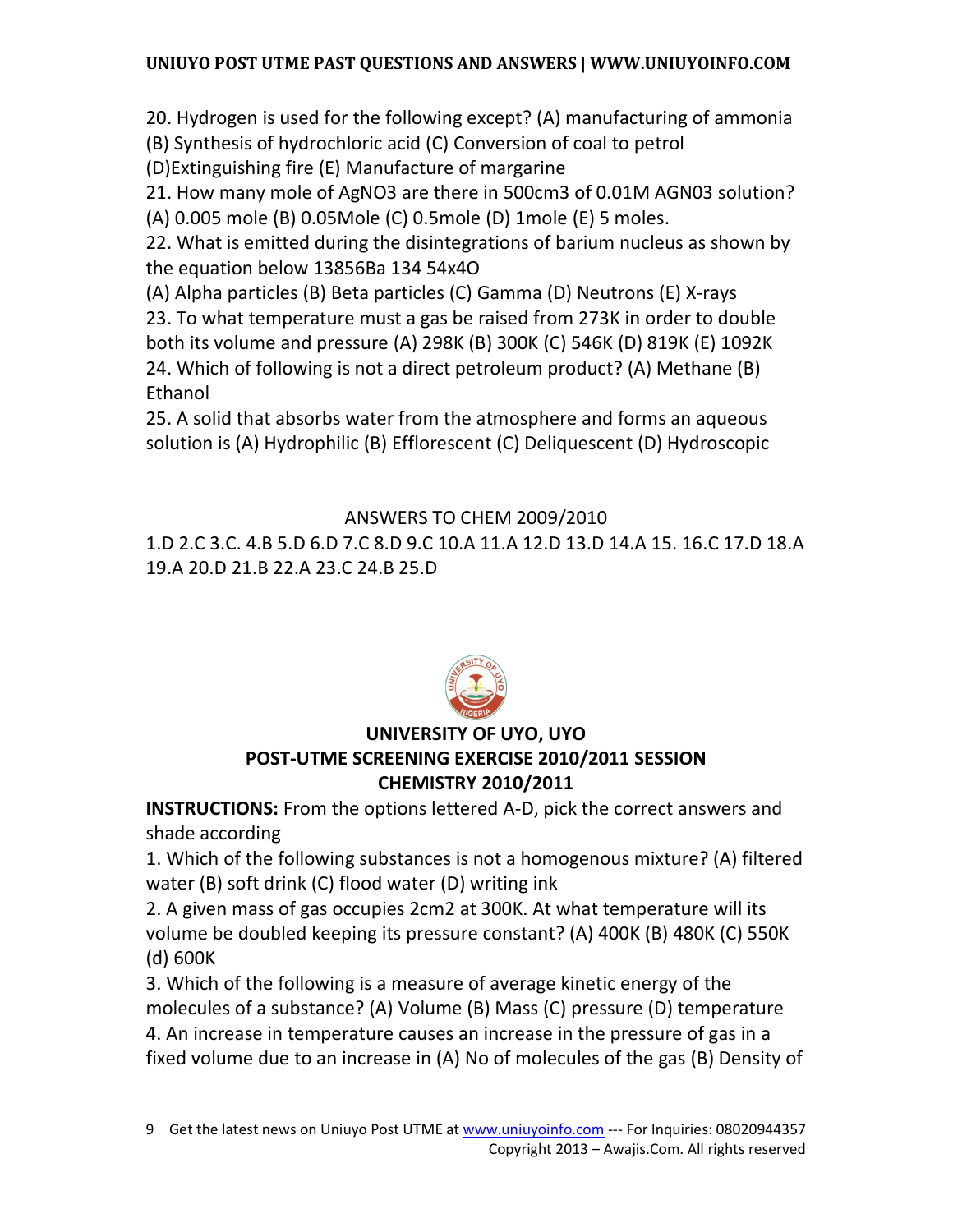20. Hydrogen is used for the following except? (A) manufacturing of ammonia (B) Synthesis of hydrochloric acid (C) Conversion of coal to petrol (D)Extinguishing fire (E) Manufacture of margarine

21. How many mole of $AgNO_3$ are there in $500cm^3$ of 0.01M AGN03 solution? (A) 0.005 mole (B) 0.05Mole (C) 0.5mole (D) 1mole (E) 5 moles.

22. What is emitted during the disintegrations of barium nucleus as shown by the equation below 13856Ba 134 54x4O

(A) Alpha particles (B) Beta particles (C) Gamma (D) Neutrons (E) X-rays

23. To what temperature must a gas be raised from 273K in order to double both its volume and pressure (A) 298K (B) 300K (C) 546K (D) 819K (E) 1092K

24. Which of following is not a direct petroleum product? (A) Methane (B) Ethanol

25. A solid that absorbs water from the atmosphere and forms an aqueous solution is (A) Hydrophilic (B) Efflorescent (C) Deliquescent (D) Hydroscopic

ANSWERS TO CHEM 2009/2010

1.D 2.C 3.C. 4.B 5.D 6.D 7.C 8.D 9.C 10.A 11.A 12.D 13.D 14.A 15. 16.C 17.D 18.A 19.A 20.D 21.B 22.A 23.C 24.B 25.D

## UNIVERSITY OF UYO, UYO
## POST-UTME SCREENING EXERCISE 2010/2011 SESSION
## CHEMISTRY 2010/2011

**INSTRUCTIONS:** From the options lettered A-D, pick the correct answers and shade according

1. Which of the following substances is not a homogenous mixture? (A) filtered water (B) soft drink (C) flood water (D) writing ink

2. A given mass of gas occupies $2cm^2$ at 300K. At what temperature will its volume be doubled keeping its pressure constant? (A) 400K (B) 480K (C) 550K (d) 600K

3. Which of the following is a measure of average kinetic energy of the molecules of a substance? (A) Volume (B) Mass (C) pressure (D) temperature

4. An increase in temperature causes an increase in the pressure of gas in a fixed volume due to an increase in (A) No of molecules of the gas (B) Density of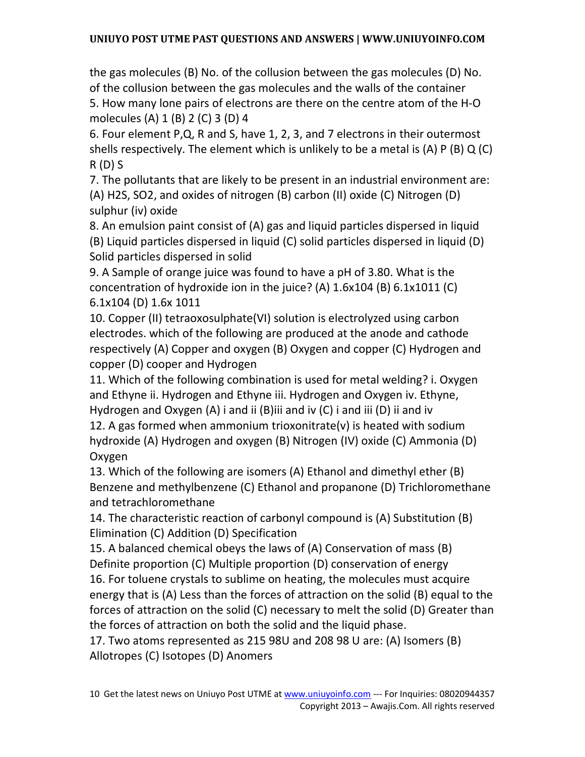the gas molecules (B) No. of the collusion between the gas molecules (D) No. of the collusion between the gas molecules and the walls of the container

5. How many lone pairs of electrons are there on the centre atom of the H-O molecules (A) 1 (B) 2 (C) 3 (D) 4

6. Four element P,Q, R and S, have 1, 2, 3, and 7 electrons in their outermost shells respectively. The element which is unlikely to be a metal is (A) P (B) Q (C) R (D) S

7. The pollutants that are likely to be present in an industrial environment are: (A) $H_2S$, $SO_2$, and oxides of nitrogen (B) carbon (II) oxide (C) Nitrogen (D) sulphur (iv) oxide

8. An emulsion paint consist of (A) gas and liquid particles dispersed in liquid (B) Liquid particles dispersed in liquid (C) solid particles dispersed in liquid (D) Solid particles dispersed in solid

9. A Sample of orange juice was found to have a pH of 3.80. What is the concentration of hydroxide ion in the juice? (A) 1.6x104 (B) 6.1x1011 (C) 6.1x104 (D) 1.6x 1011

10. Copper (II) tetraoxosulphate(VI) solution is electrolyzed using carbon electrodes. which of the following are produced at the anode and cathode respectively (A) Copper and oxygen (B) Oxygen and copper (C) Hydrogen and copper (D) cooper and Hydrogen

11. Which of the following combination is used for metal welding? i. Oxygen and Ethyne ii. Hydrogen and Ethyne iii. Hydrogen and Oxygen iv. Ethyne, Hydrogen and Oxygen (A) i and ii (B)iii and iv (C) i and iii (D) ii and iv

12. A gas formed when ammonium trioxonitrate(v) is heated with sodium hydroxide (A) Hydrogen and oxygen (B) Nitrogen (IV) oxide (C) Ammonia (D) Oxygen

13. Which of the following are isomers (A) Ethanol and dimethyl ether (B) Benzene and methylbenzene (C) Ethanol and propanone (D) Trichloromethane and tetrachloromethane

14. The characteristic reaction of carbonyl compound is (A) Substitution (B) Elimination (C) Addition (D) Specification

15. A balanced chemical obeys the laws of (A) Conservation of mass (B) Definite proportion (C) Multiple proportion (D) conservation of energy

16. For toluene crystals to sublime on heating, the molecules must acquire energy that is (A) Less than the forces of attraction on the solid (B) equal to the forces of attraction on the solid (C) necessary to melt the solid (D) Greater than the forces of attraction on both the solid and the liquid phase.

17. Two atoms represented as 215 98U and 208 98 U are: (A) Isomers (B) Allotropes (C) Isotopes (D) Anomers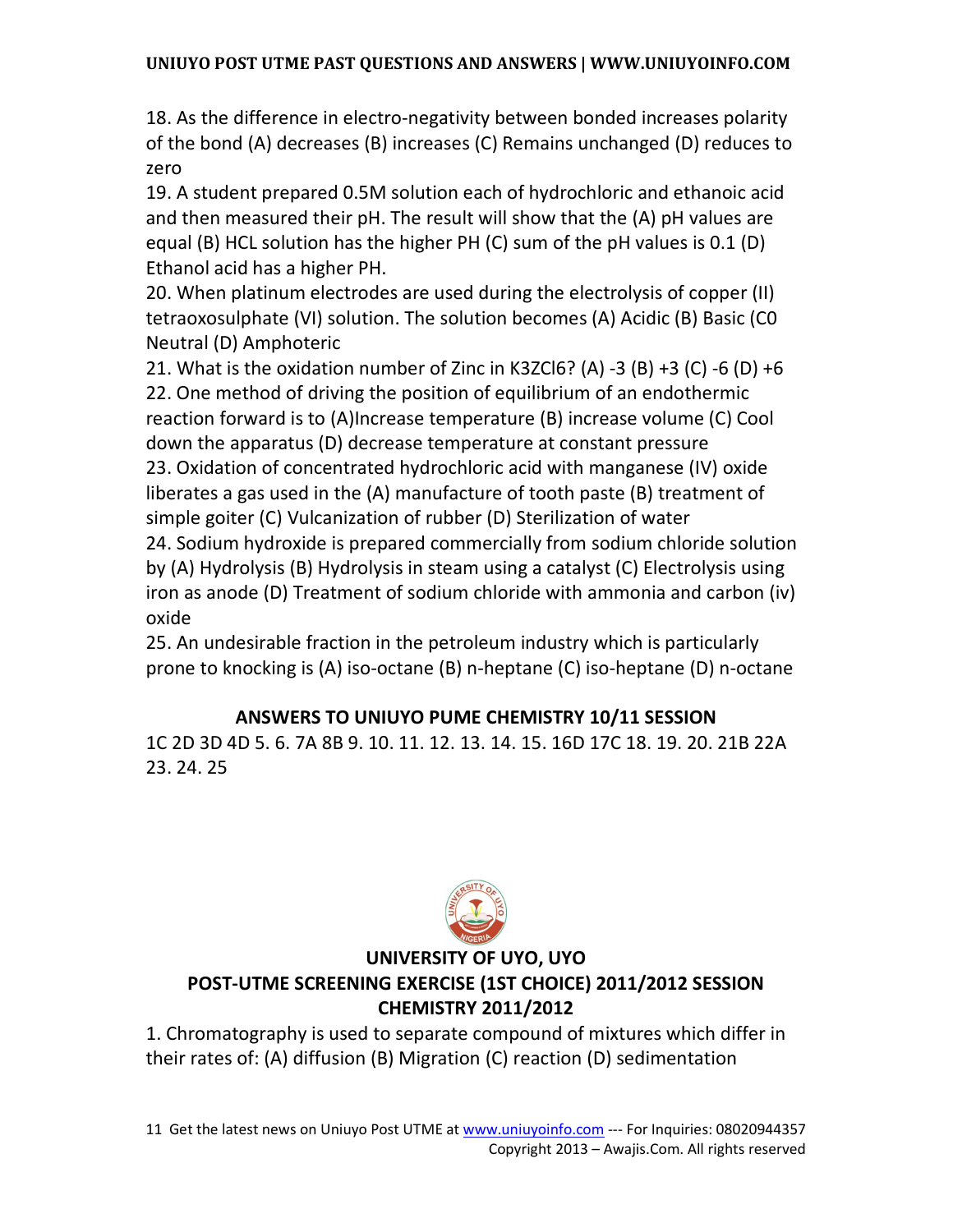18. As the difference in electro-negativity between bonded increases polarity of the bond (A) decreases (B) increases (C) Remains unchanged (D) reduces to zero

19. A student prepared 0.5M solution each of hydrochloric and ethanoic acid and then measured their pH. The result will show that the (A) pH values are equal (B) HCL solution has the higher PH (C) sum of the pH values is 0.1 (D) Ethanol acid has a higher PH.

20. When platinum electrodes are used during the electrolysis of copper (II) tetraoxosulphate (VI) solution. The solution becomes (A) Acidic (B) Basic (C0 Neutral (D) Amphoteric

21. What is the oxidation number of Zinc in $K_3ZCl_6$? (A) -3 (B) +3 (C) -6 (D) +6

22. One method of driving the position of equilibrium of an endothermic reaction forward is to (A)Increase temperature (B) increase volume (C) Cool down the apparatus (D) decrease temperature at constant pressure

23. Oxidation of concentrated hydrochloric acid with manganese (IV) oxide liberates a gas used in the (A) manufacture of tooth paste (B) treatment of simple goiter (C) Vulcanization of rubber (D) Sterilization of water

24. Sodium hydroxide is prepared commercially from sodium chloride solution by (A) Hydrolysis (B) Hydrolysis in steam using a catalyst (C) Electrolysis using iron as anode (D) Treatment of sodium chloride with ammonia and carbon (iv) oxide

25. An undesirable fraction in the petroleum industry which is particularly prone to knocking is (A) iso-octane (B) n-heptane (C) iso-heptane (D) n-octane

## ANSWERS TO UNIUYO PUME CHEMISTRY 10/11 SESSION

1C 2D 3D 4D 5. 6. 7A 8B 9. 10. 11. 12. 13. 14. 15. 16D 17C 18. 19. 20. 21B 22A 23. 24. 25

## UNIVERSITY OF UYO, UYO

## POST-UTME SCREENING EXERCISE (1ST CHOICE) 2011/2012 SESSION

## CHEMISTRY 2011/2012

1. Chromatography is used to separate compound of mixtures which differ in their rates of: (A) diffusion (B) Migration (C) reaction (D) sedimentation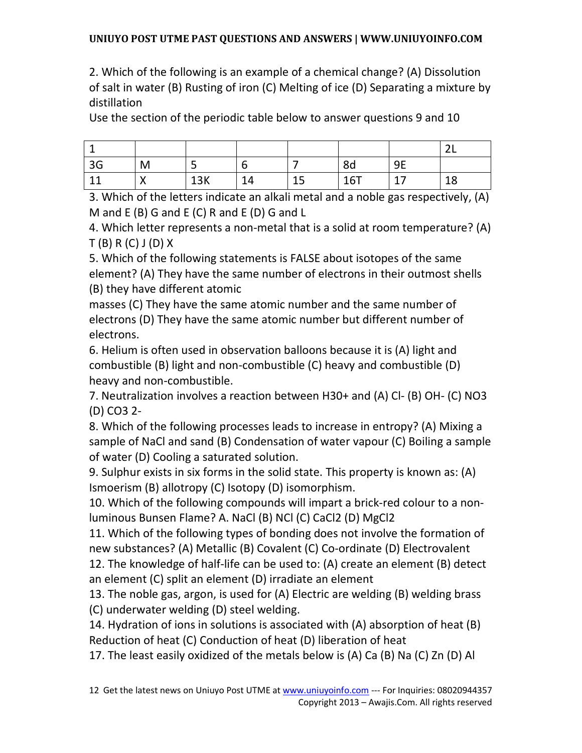2. Which of the following is an example of a chemical change? (A) Dissolution of salt in water (B) Rusting of iron (C) Melting of ice (D) Separating a mixture by distillation

Use the section of the periodic table below to answer questions 9 and 10

| 1 | | | | | | | 2L |
|---|---|---|---|---|---|---|---|
| 3G | M | 5 | 6 | 7 | 8d | 9E | |
| 11 | X | 13K | 14 | 15 | 16T | 17 | 18 |

3. Which of the letters indicate an alkali metal and a noble gas respectively, (A) M and E (B) G and E (C) R and E (D) G and L

4. Which letter represents a non-metal that is a solid at room temperature? (A) T (B) R (C) J (D) X

5. Which of the following statements is FALSE about isotopes of the same element? (A) They have the same number of electrons in their outmost shells (B) they have different atomic masses (C) They have the same atomic number and the same number of electrons (D) They have the same atomic number but different number of electrons.

6. Helium is often used in observation balloons because it is (A) light and combustible (B) light and non-combustible (C) heavy and combustible (D) heavy and non-combustible.

7. Neutralization involves a reaction between $H_3O^+$ and (A) $Cl^-$ (B) $OH^-$ (C) $NO_3$ (D) $CO_3^{2-}$

8. Which of the following processes leads to increase in entropy? (A) Mixing a sample of NaCl and sand (B) Condensation of water vapour (C) Boiling a sample of water (D) Cooling a saturated solution.

9. Sulphur exists in six forms in the solid state. This property is known as: (A) Ismoerism (B) allotropy (C) Isotopy (D) isomorphism.

10. Which of the following compounds will impart a brick-red colour to a non-luminous Bunsen Flame? A. NaCl (B) NCl (C) $CaCl_2$ (D) $MgCl_2$

11. Which of the following types of bonding does not involve the formation of new substances? (A) Metallic (B) Covalent (C) Co-ordinate (D) Electrovalent

12. The knowledge of half-life can be used to: (A) create an element (B) detect an element (C) split an element (D) irradiate an element

13. The noble gas, argon, is used for (A) Electric are welding (B) welding brass (C) underwater welding (D) steel welding.

14. Hydration of ions in solutions is associated with (A) absorption of heat (B) Reduction of heat (C) Conduction of heat (D) liberation of heat

17. The least easily oxidized of the metals below is (A) Ca (B) Na (C) Zn (D) Al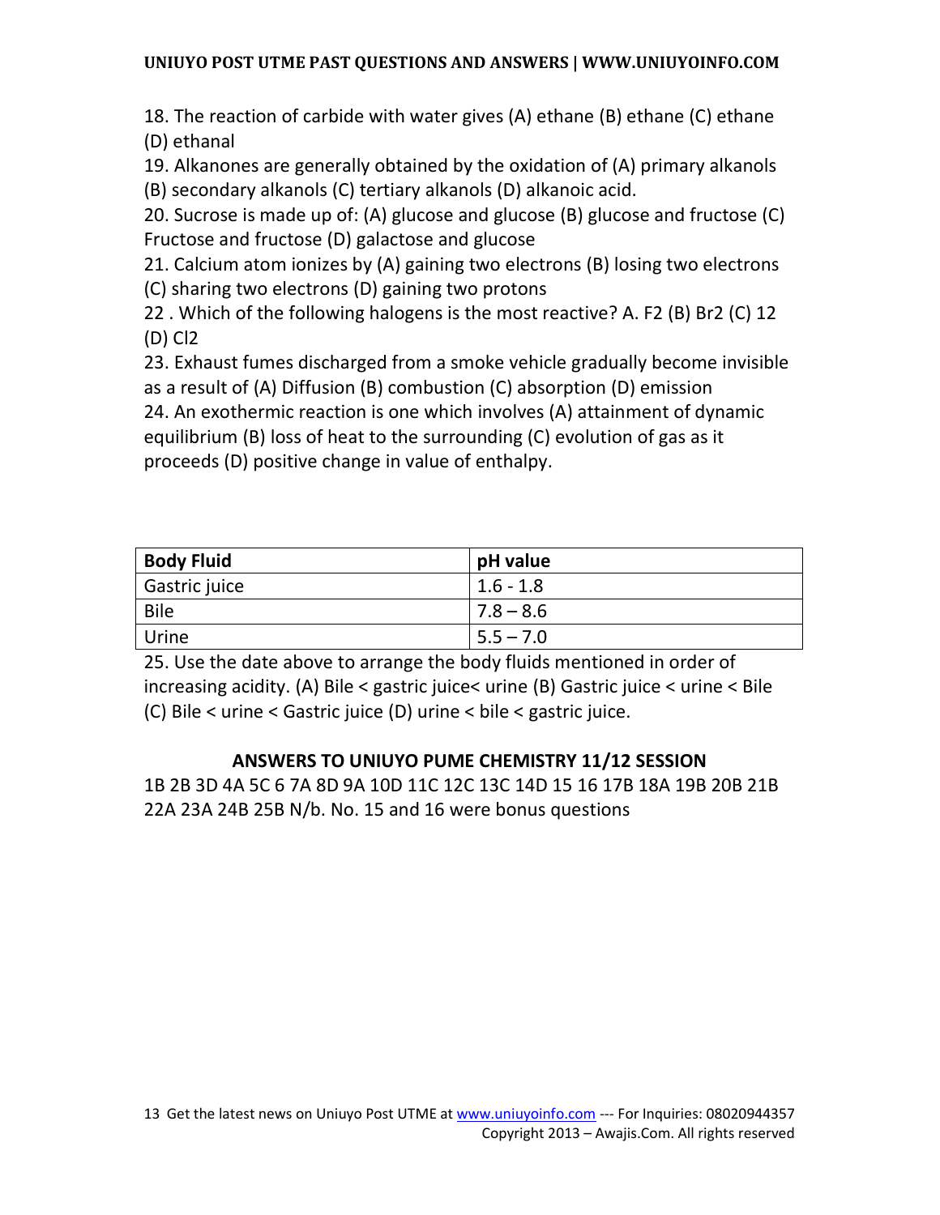18. The reaction of carbide with water gives (A) ethane (B) ethane (C) ethane (D) ethanal

19. Alkanones are generally obtained by the oxidation of (A) primary alkanols (B) secondary alkanols (C) tertiary alkanols (D) alkanoic acid.

20. Sucrose is made up of: (A) glucose and glucose (B) glucose and fructose (C) Fructose and fructose (D) galactose and glucose

21. Calcium atom ionizes by (A) gaining two electrons (B) losing two electrons (C) sharing two electrons (D) gaining two protons

22 . Which of the following halogens is the most reactive? A. F2 (B) Br2 (C) 12 (D) Cl2

23. Exhaust fumes discharged from a smoke vehicle gradually become invisible as a result of (A) Diffusion (B) combustion (C) absorption (D) emission

24. An exothermic reaction is one which involves (A) attainment of dynamic equilibrium (B) loss of heat to the surrounding (C) evolution of gas as it proceeds (D) positive change in value of enthalpy.

| Body Fluid | pH value |
|---|---|
| Gastric juice | 1.6 - 1.8 |
| Bile | 7.8 – 8.6 |
| Urine | 5.5 – 7.0 |

25. Use the date above to arrange the body fluids mentioned in order of increasing acidity. (A) Bile < gastric juice< urine (B) Gastric juice < urine < Bile (C) Bile < urine < Gastric juice (D) urine < bile < gastric juice.

## ANSWERS TO UNIUYO PUME CHEMISTRY 11/12 SESSION

1B 2B 3D 4A 5C 6 7A 8D 9A 10D 11C 12C 13C 14D 15 16 17B 18A 19B 20B 21B 22A 23A 24B 25B N/b. No. 15 and 16 were bonus questions